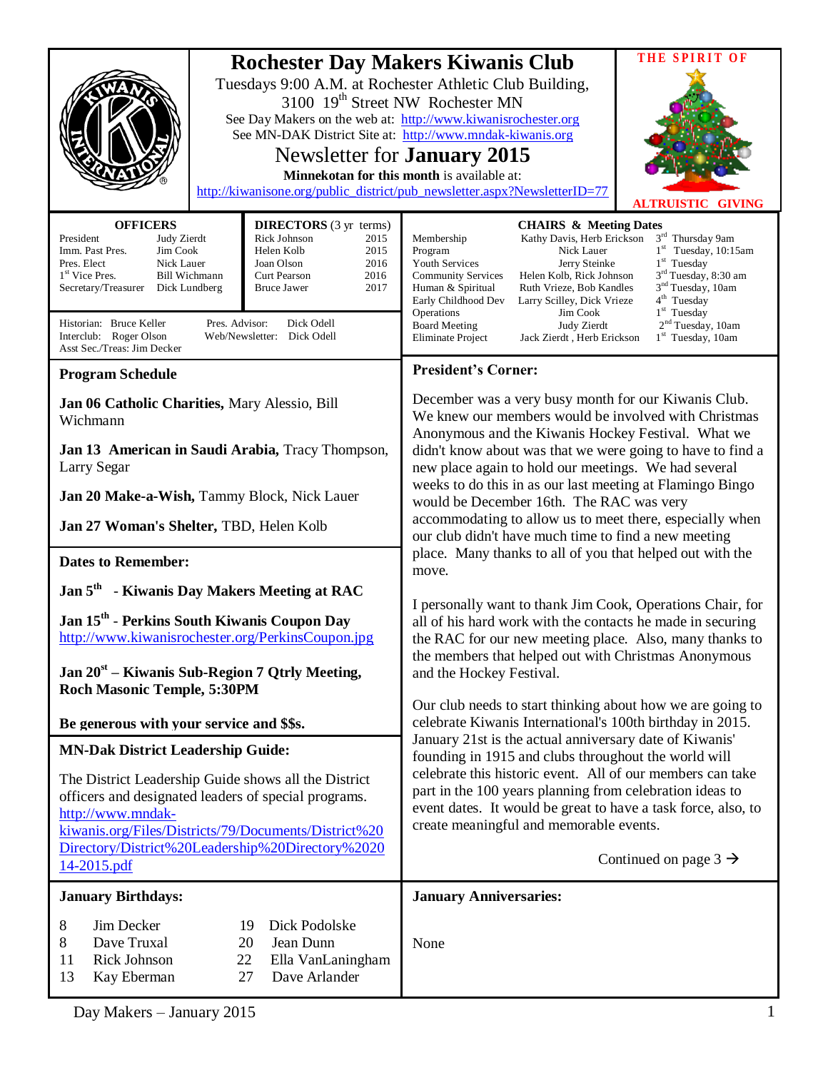# Rochester Day Makers Kiwanis Club

Tuesdays 9:00 A.M. at Rochester Athletic Club Building, 3100 19th Street NW Rochester MN

See Day Makers on the web at: http://www.kiwanisrochester.org

See MN-DAK District Site at: http://www.mndak-kiwanis.org

## Newsletter for **January 2015**

**Minnekotan for this month** is available at: http://kiwanisone.org/public_district/pub_newsletter.aspx?NewsletterID=77

THE SPIRIT OF ALTRUISTIC GIVING

### OFFICERS

| | |
|---|---|
| President | Judy Zierdt |
| Imm. Past Pres. | Jim Cook |
| Pres. Elect | Nick Lauer |
| 1st Vice Pres. | Bill Wichmann |
| Secretary/Treasurer | Dick Lundberg |

### DIRECTORS (3 yr terms)

| | |
|---|---|
| Rick Johnson | 2015 |
| Helen Kolb | 2015 |
| Joan Olson | 2016 |
| Curt Pearson | 2016 |
| Bruce Jawer | 2017 |

Historian: Bruce Keller
Interclub: Roger Olson
Asst Sec./Treas: Jim Decker
Pres. Advisor: Dick Odell
Web/Newsletter: Dick Odell

### CHAIRS & Meeting Dates

| | | |
|---|---|---|
| Membership | Kathy Davis, Herb Erickson | 3rd Thursday 9am |
| Program | Nick Lauer | 1st Tuesday, 10:15am |
| Youth Services | Jerry Steinke | 1st Tuesday |
| Community Services | Helen Kolb, Rick Johnson | 3rd Tuesday, 8:30 am |
| Human & Spiritual | Ruth Vrieze, Bob Kandles | 3nd Tuesday, 10am |
| Early Childhood Dev | Larry Scilley, Dick Vrieze | 4th Tuesday |
| Operations | Jim Cook | 1st Tuesday |
| Board Meeting | Judy Zierdt | 2nd Tuesday, 10am |
| Eliminate Project | Jack Zierdt , Herb Erickson | 1st Tuesday, 10am |

### Program Schedule

**Jan 06 Catholic Charities,** Mary Alessio, Bill Wichmann

**Jan 13 American in Saudi Arabia,** Tracy Thompson, Larry Segar

**Jan 20 Make-a-Wish,** Tammy Block, Nick Lauer

**Jan 27 Woman's Shelter,** TBD, Helen Kolb

### Dates to Remember:

**Jan 5th - Kiwanis Day Makers Meeting at RAC**

**Jan 15th - Perkins South Kiwanis Coupon Day**
http://www.kiwanisrochester.org/PerkinsCoupon.jpg

**Jan 20st – Kiwanis Sub-Region 7 Qtrly Meeting, Roch Masonic Temple, 5:30PM**

**Be generous with your service and $$s.**

### MN-Dak District Leadership Guide:

The District Leadership Guide shows all the District officers and designated leaders of special programs.
http://www.mndak-kiwanis.org/Files/Districts/79/Documents/District%20Directory/District%20Leadership%20Directory%202014-2015.pdf

### President's Corner:

December was a very busy month for our Kiwanis Club. We knew our members would be involved with Christmas Anonymous and the Kiwanis Hockey Festival. What we didn't know about was that we were going to have to find a new place again to hold our meetings. We had several weeks to do this in as our last meeting at Flamingo Bingo would be December 16th. The RAC was very accommodating to allow us to meet there, especially when our club didn't have much time to find a new meeting place. Many thanks to all of you that helped out with the move.

I personally want to thank Jim Cook, Operations Chair, for all of his hard work with the contacts he made in securing the RAC for our new meeting place. Also, many thanks to the members that helped out with Christmas Anonymous and the Hockey Festival.

Our club needs to start thinking about how we are going to celebrate Kiwanis International's 100th birthday in 2015. January 21st is the actual anniversary date of Kiwanis' founding in 1915 and clubs throughout the world will celebrate this historic event. All of our members can take part in the 100 years planning from celebration ideas to event dates. It would be great to have a task force, also, to create meaningful and memorable events.

Continued on page 3 →

### January Birthdays:

| | | | |
|---|---|---|---|
| 8 | Jim Decker | 19 | Dick Podolske |
| 8 | Dave Truxal | 20 | Jean Dunn |
| 11 | Rick Johnson | 22 | Ella VanLaningham |
| 13 | Kay Eberman | 27 | Dave Arlander |

### January Anniversaries:

None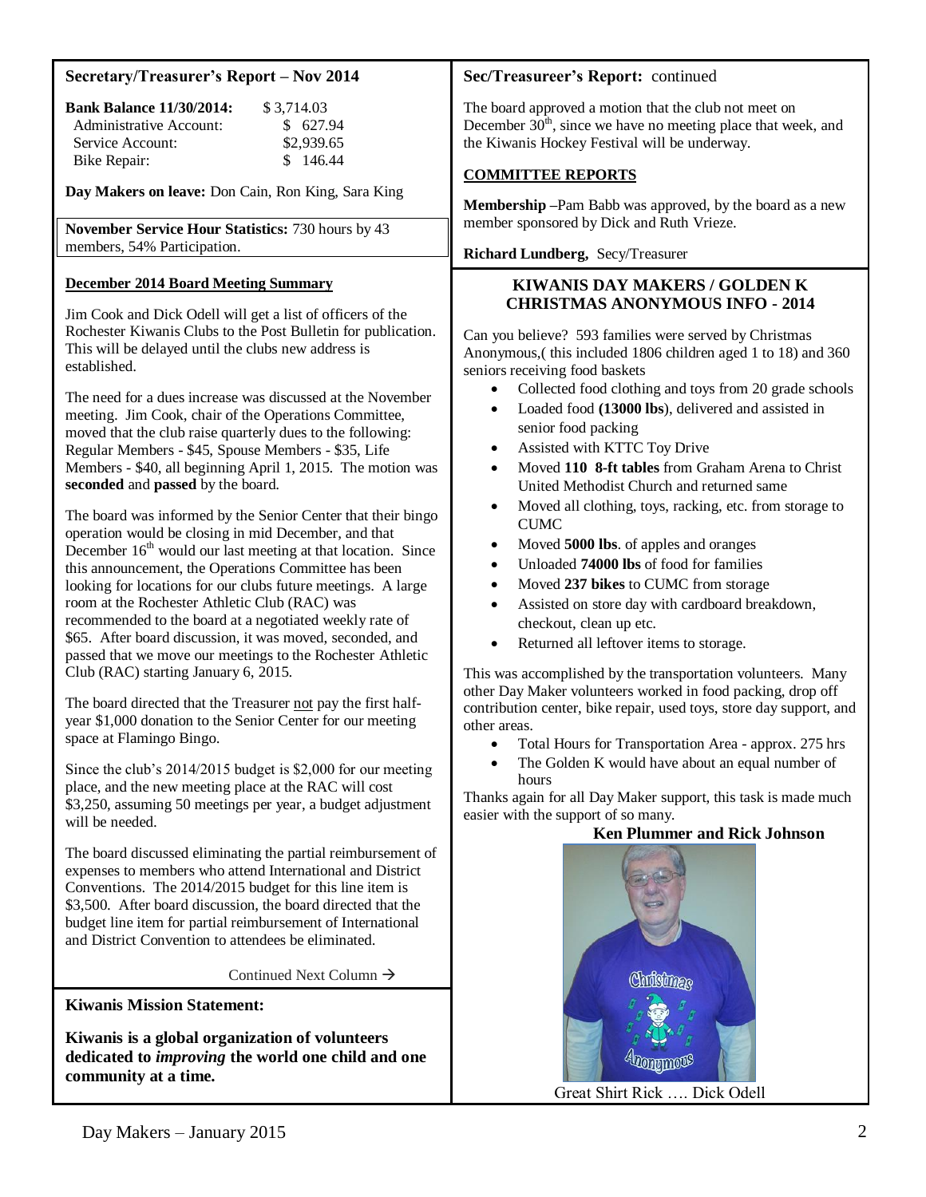## Secretary/Treasurer's Report – Nov 2014

| **Bank Balance 11/30/2014:** | $ 3,714.03 |
|---|---|
| Administrative Account: | $ 627.94 |
| Service Account: | $2,939.65 |
| Bike Repair: | $ 146.44 |

**Day Makers on leave:** Don Cain, Ron King, Sara King

**November Service Hour Statistics:** 730 hours by 43 members, 54% Participation.

### December 2014 Board Meeting Summary

Jim Cook and Dick Odell will get a list of officers of the Rochester Kiwanis Clubs to the Post Bulletin for publication. This will be delayed until the clubs new address is established.

The need for a dues increase was discussed at the November meeting. Jim Cook, chair of the Operations Committee, moved that the club raise quarterly dues to the following: Regular Members - $45, Spouse Members - $35, Life Members - $40, all beginning April 1, 2015. The motion was **seconded** and **passed** by the board.

The board was informed by the Senior Center that their bingo operation would be closing in mid December, and that December 16th would our last meeting at that location. Since this announcement, the Operations Committee has been looking for locations for our clubs future meetings. A large room at the Rochester Athletic Club (RAC) was recommended to the board at a negotiated weekly rate of $65. After board discussion, it was moved, seconded, and passed that we move our meetings to the Rochester Athletic Club (RAC) starting January 6, 2015.

The board directed that the Treasurer not pay the first half-year $1,000 donation to the Senior Center for our meeting space at Flamingo Bingo.

Since the club's 2014/2015 budget is $2,000 for our meeting place, and the new meeting place at the RAC will cost $3,250, assuming 50 meetings per year, a budget adjustment will be needed.

The board discussed eliminating the partial reimbursement of expenses to members who attend International and District Conventions. The 2014/2015 budget for this line item is $3,500. After board discussion, the board directed that the budget line item for partial reimbursement of International and District Convention to attendees be eliminated.

Continued Next Column →

## Sec/Treasureer's Report: continued

The board approved a motion that the club not meet on December 30th, since we have no meeting place that week, and the Kiwanis Hockey Festival will be underway.

### COMMITTEE REPORTS

**Membership** –Pam Babb was approved, by the board as a new member sponsored by Dick and Ruth Vrieze.

**Richard Lundberg,** Secy/Treasurer

## KIWANIS DAY MAKERS / GOLDEN K CHRISTMAS ANONYMOUS INFO - 2014

Can you believe? 593 families were served by Christmas Anonymous,( this included 1806 children aged 1 to 18) and 360 seniors receiving food baskets

- Collected food clothing and toys from 20 grade schools
- Loaded food **(13000 lbs**), delivered and assisted in senior food packing
- Assisted with KTTC Toy Drive
- Moved **110 8-ft tables** from Graham Arena to Christ United Methodist Church and returned same
- Moved all clothing, toys, racking, etc. from storage to CUMC
- Moved **5000 lbs**. of apples and oranges
- Unloaded **74000 lbs** of food for families
- Moved **237 bikes** to CUMC from storage
- Assisted on store day with cardboard breakdown, checkout, clean up etc.
- Returned all leftover items to storage.

This was accomplished by the transportation volunteers. Many other Day Maker volunteers worked in food packing, drop off contribution center, bike repair, used toys, store day support, and other areas.

- Total Hours for Transportation Area - approx. 275 hrs
- The Golden K would have about an equal number of hours

Thanks again for all Day Maker support, this task is made much easier with the support of so many.

**Ken Plummer and Rick Johnson**

Great Shirt Rick …. Dick Odell

**Kiwanis Mission Statement:**

**Kiwanis is a global organization of volunteers dedicated to *improving* the world one child and one community at a time.**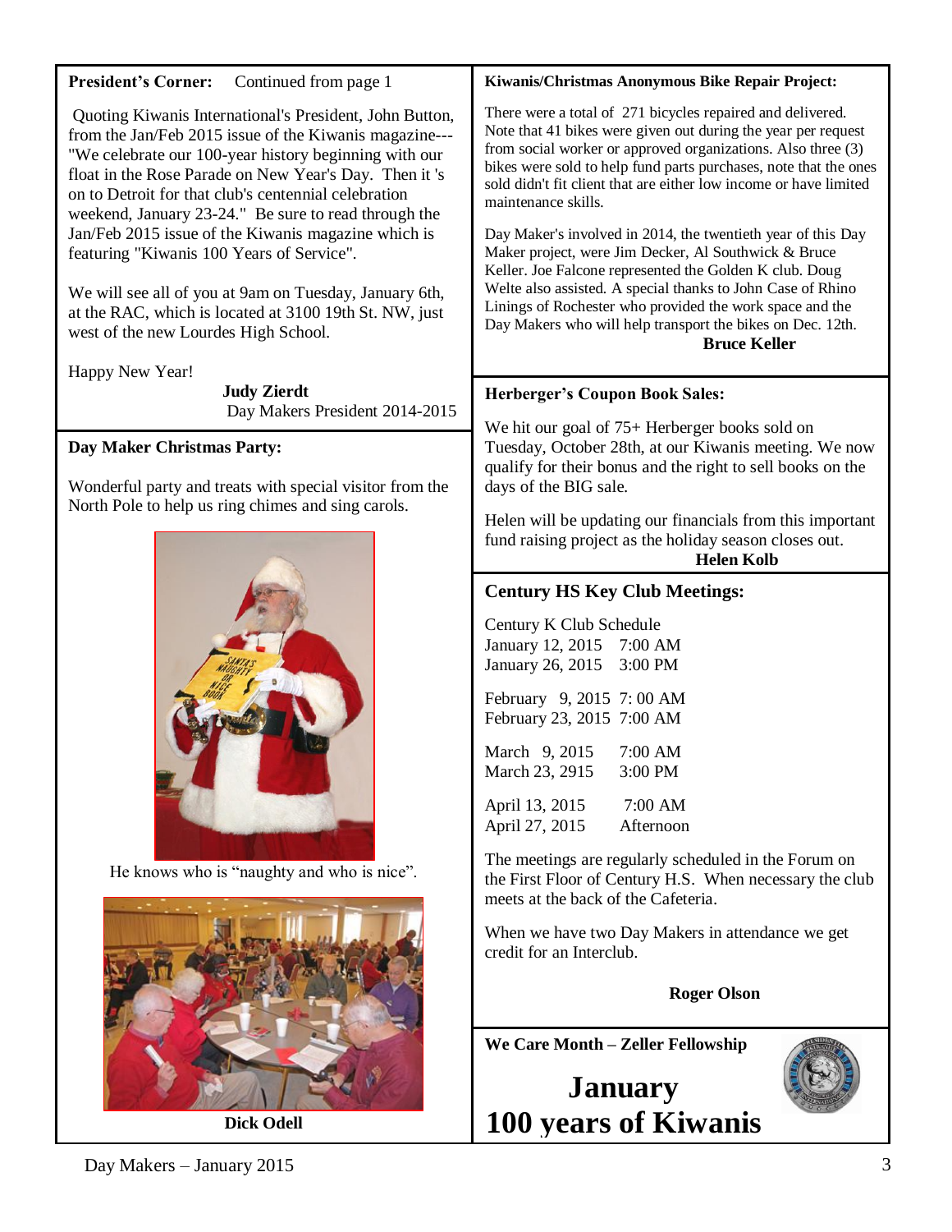**President's Corner:** Continued from page 1

Quoting Kiwanis International's President, John Button, from the Jan/Feb 2015 issue of the Kiwanis magazine--- "We celebrate our 100-year history beginning with our float in the Rose Parade on New Year's Day. Then it 's on to Detroit for that club's centennial celebration weekend, January 23-24." Be sure to read through the Jan/Feb 2015 issue of the Kiwanis magazine which is featuring "Kiwanis 100 Years of Service".

We will see all of you at 9am on Tuesday, January 6th, at the RAC, which is located at 3100 19th St. NW, just west of the new Lourdes High School.

Happy New Year!

**Judy Zierdt**
Day Makers President 2014-2015

**Day Maker Christmas Party:**

Wonderful party and treats with special visitor from the North Pole to help us ring chimes and sing carols.

He knows who is "naughty and who is nice".

**Dick Odell**

**Kiwanis/Christmas Anonymous Bike Repair Project:**

There were a total of 271 bicycles repaired and delivered. Note that 41 bikes were given out during the year per request from social worker or approved organizations. Also three (3) bikes were sold to help fund parts purchases, note that the ones sold didn't fit client that are either low income or have limited maintenance skills.

Day Maker's involved in 2014, the twentieth year of this Day Maker project, were Jim Decker, Al Southwick & Bruce Keller. Joe Falcone represented the Golden K club. Doug Welte also assisted. A special thanks to John Case of Rhino Linings of Rochester who provided the work space and the Day Makers who will help transport the bikes on Dec. 12th.

**Bruce Keller**

**Herberger's Coupon Book Sales:**

We hit our goal of 75+ Herberger books sold on Tuesday, October 28th, at our Kiwanis meeting. We now qualify for their bonus and the right to sell books on the days of the BIG sale.

Helen will be updating our financials from this important fund raising project as the holiday season closes out.

**Helen Kolb**

**Century HS Key Club Meetings:**

Century K Club Schedule

January 12, 2015 7:00 AM
January 26, 2015 3:00 PM

February 9, 2015 7: 00 AM
February 23, 2015 7:00 AM

March 9, 2015 7:00 AM
March 23, 2915 3:00 PM

April 13, 2015 7:00 AM
April 27, 2015 Afternoon

The meetings are regularly scheduled in the Forum on the First Floor of Century H.S. When necessary the club meets at the back of the Cafeteria.

When we have two Day Makers in attendance we get credit for an Interclub.

**Roger Olson**

**We Care Month – Zeller Fellowship**

# January
# 100 years of Kiwanis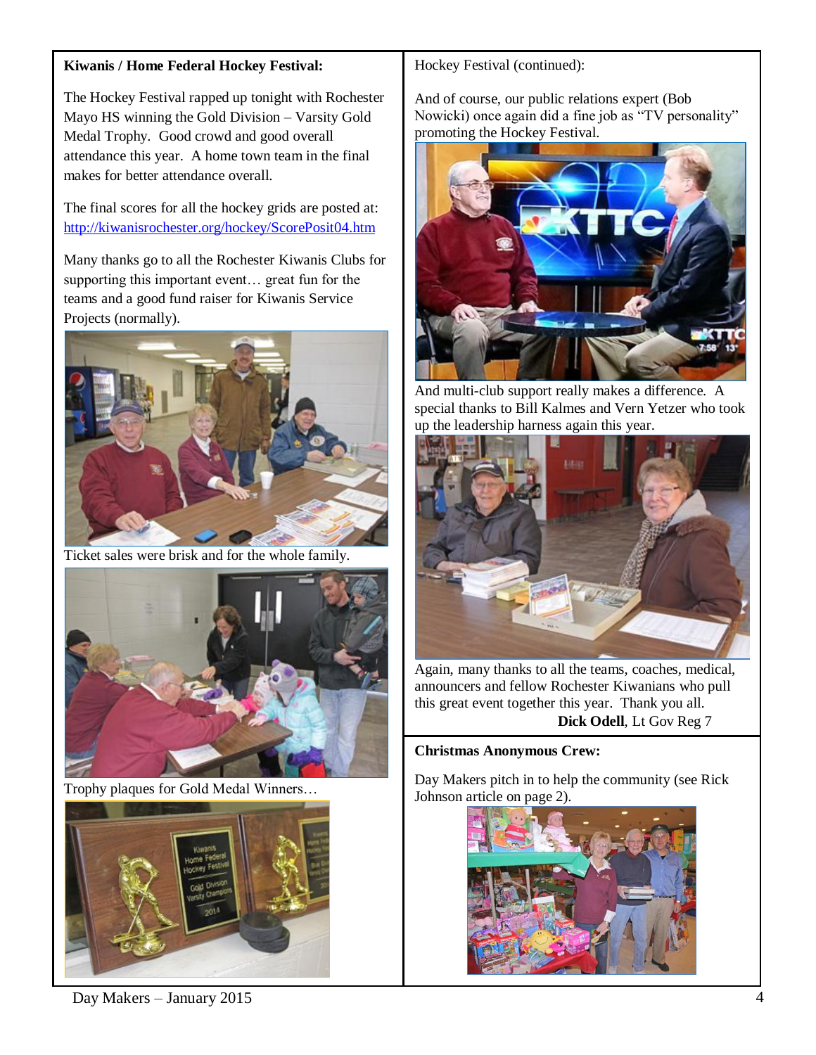**Kiwanis / Home Federal Hockey Festival:**

The Hockey Festival rapped up tonight with Rochester Mayo HS winning the Gold Division – Varsity Gold Medal Trophy. Good crowd and good overall attendance this year. A home town team in the final makes for better attendance overall.

The final scores for all the hockey grids are posted at: http://kiwanisrochester.org/hockey/ScorePosit04.htm

Many thanks go to all the Rochester Kiwanis Clubs for supporting this important event… great fun for the teams and a good fund raiser for Kiwanis Service Projects (normally).

Ticket sales were brisk and for the whole family.

Trophy plaques for Gold Medal Winners…

Hockey Festival (continued):

And of course, our public relations expert (Bob Nowicki) once again did a fine job as "TV personality" promoting the Hockey Festival.

And multi-club support really makes a difference. A special thanks to Bill Kalmes and Vern Yetzer who took up the leadership harness again this year.

Again, many thanks to all the teams, coaches, medical, announcers and fellow Rochester Kiwanians who pull this great event together this year. Thank you all.

**Dick Odell**, Lt Gov Reg 7

**Christmas Anonymous Crew:**

Day Makers pitch in to help the community (see Rick Johnson article on page 2).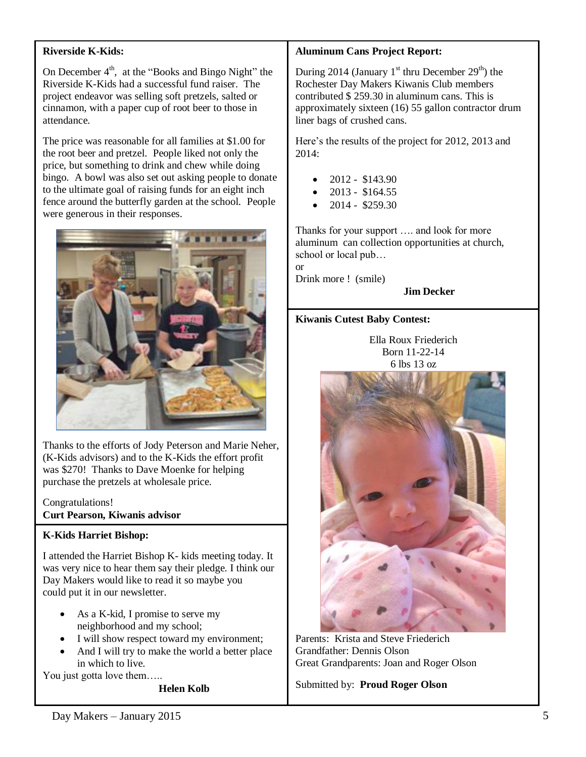**Riverside K-Kids:**

On December 4th, at the "Books and Bingo Night" the Riverside K-Kids had a successful fund raiser. The project endeavor was selling soft pretzels, salted or cinnamon, with a paper cup of root beer to those in attendance.

The price was reasonable for all families at $1.00 for the root beer and pretzel. People liked not only the price, but something to drink and chew while doing bingo. A bowl was also set out asking people to donate to the ultimate goal of raising funds for an eight inch fence around the butterfly garden at the school. People were generous in their responses.

Thanks to the efforts of Jody Peterson and Marie Neher, (K-Kids advisors) and to the K-Kids the effort profit was $270! Thanks to Dave Moenke for helping purchase the pretzels at wholesale price.

Congratulations!
**Curt Pearson, Kiwanis advisor**

**K-Kids Harriet Bishop:**

I attended the Harriet Bishop K- kids meeting today. It was very nice to hear them say their pledge. I think our Day Makers would like to read it so maybe you could put it in our newsletter.

- As a K-kid, I promise to serve my neighborhood and my school;
- I will show respect toward my environment;
- And I will try to make the world a better place in which to live.

You just gotta love them…..

**Helen Kolb**

**Aluminum Cans Project Report:**

During 2014 (January 1st thru December 29th) the Rochester Day Makers Kiwanis Club members contributed $ 259.30 in aluminum cans. This is approximately sixteen (16) 55 gallon contractor drum liner bags of crushed cans.

Here's the results of the project for 2012, 2013 and 2014:

- 2012 - $143.90
- 2013 - $164.55
- 2014 - $259.30

Thanks for your support …. and look for more aluminum can collection opportunities at church, school or local pub…
or
Drink more ! (smile)

**Jim Decker**

**Kiwanis Cutest Baby Contest:**

Ella Roux Friederich
Born 11-22-14
6 lbs 13 oz

Parents: Krista and Steve Friederich
Grandfather: Dennis Olson
Great Grandparents: Joan and Roger Olson

Submitted by: **Proud Roger Olson**